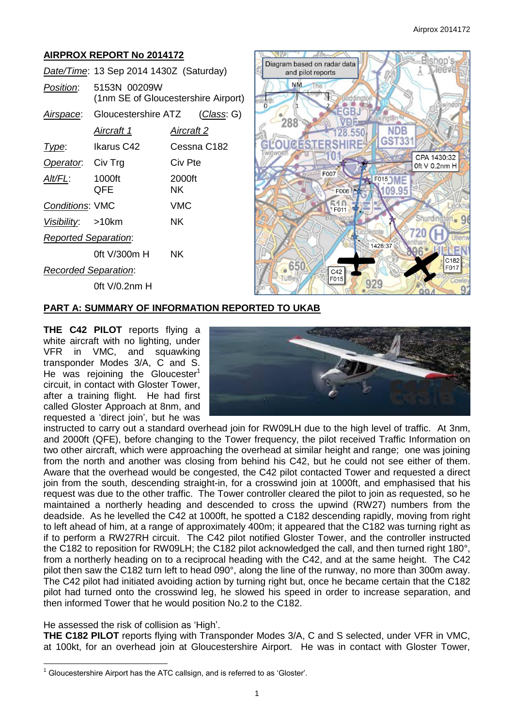## AIRPROX REPORT No 2014172

| | | |
|---|---|---|
| *Date/Time*: | 13 Sep 2014 1430Z (Saturday) | |
| *Position*: | 5153N 00209W (1nm SE of Gloucestershire Airport) | |
| *Airspace*: | Gloucestershire ATZ | (*Class*: G) |
| | *Aircraft 1* | *Aircraft 2* |
| *Type*: | Ikarus C42 | Cessna C182 |
| *Operator*: | Civ Trg | Civ Pte |
| *Alt/FL*: | 1000ft QFE | 2000ft NK |
| *Conditions*: | VMC | VMC |
| *Visibility*: | >10km | NK |
| *Reported Separation*: | | |
| | 0ft V/300m H | NK |
| *Recorded Separation*: | | |
| | 0ft V/0.2nm H | |

## PART A: SUMMARY OF INFORMATION REPORTED TO UKAB

**THE C42 PILOT** reports flying a white aircraft with no lighting, under VFR in VMC, and squawking transponder Modes 3/A, C and S. He was rejoining the Gloucester[1] circuit, in contact with Gloster Tower, after a training flight. He had first called Gloster Approach at 8nm, and requested a 'direct join', but he was instructed to carry out a standard overhead join for RW09LH due to the high level of traffic. At 3nm, and 2000ft (QFE), before changing to the Tower frequency, the pilot received Traffic Information on two other aircraft, which were approaching the overhead at similar height and range; one was joining from the north and another was closing from behind his C42, but he could not see either of them. Aware that the overhead would be congested, the C42 pilot contacted Tower and requested a direct join from the south, descending straight-in, for a crosswind join at 1000ft, and emphasised that his request was due to the other traffic. The Tower controller cleared the pilot to join as requested, so he maintained a northerly heading and descended to cross the upwind (RW27) numbers from the deadside. As he levelled the C42 at 1000ft, he spotted a C182 descending rapidly, moving from right to left ahead of him, at a range of approximately 400m; it appeared that the C182 was turning right as if to perform a RW27RH circuit. The C42 pilot notified Gloster Tower, and the controller instructed the C182 to reposition for RW09LH; the C182 pilot acknowledged the call, and then turned right 180°, from a northerly heading on to a reciprocal heading with the C42, and at the same height. The C42 pilot then saw the C182 turn left to head 090°, along the line of the runway, no more than 300m away. The C42 pilot had initiated avoiding action by turning right but, once he became certain that the C182 pilot had turned onto the crosswind leg, he slowed his speed in order to increase separation, and then informed Tower that he would position No.2 to the C182.

He assessed the risk of collision as 'High'.

**THE C182 PILOT** reports flying with Transponder Modes 3/A, C and S selected, under VFR in VMC, at 100kt, for an overhead join at Gloucestershire Airport. He was in contact with Gloster Tower,

[1] Gloucestershire Airport has the ATC callsign, and is referred to as 'Gloster'.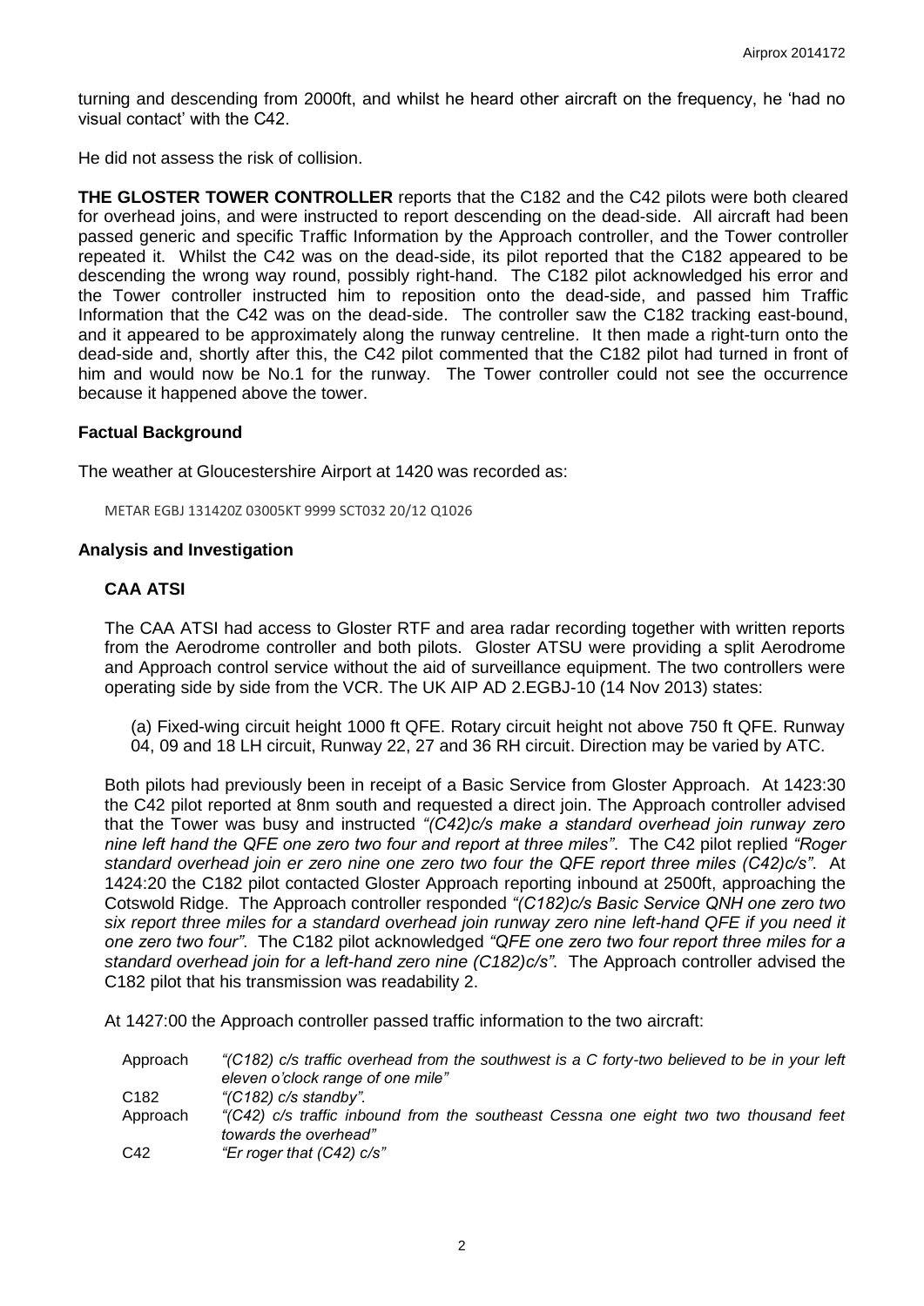turning and descending from 2000ft, and whilst he heard other aircraft on the frequency, he 'had no visual contact' with the C42.

He did not assess the risk of collision.

**THE GLOSTER TOWER CONTROLLER** reports that the C182 and the C42 pilots were both cleared for overhead joins, and were instructed to report descending on the dead-side. All aircraft had been passed generic and specific Traffic Information by the Approach controller, and the Tower controller repeated it. Whilst the C42 was on the dead-side, its pilot reported that the C182 appeared to be descending the wrong way round, possibly right-hand. The C182 pilot acknowledged his error and the Tower controller instructed him to reposition onto the dead-side, and passed him Traffic Information that the C42 was on the dead-side. The controller saw the C182 tracking east-bound, and it appeared to be approximately along the runway centreline. It then made a right-turn onto the dead-side and, shortly after this, the C42 pilot commented that the C182 pilot had turned in front of him and would now be No.1 for the runway. The Tower controller could not see the occurrence because it happened above the tower.

## Factual Background

The weather at Gloucestershire Airport at 1420 was recorded as:

METAR EGBJ 131420Z 03005KT 9999 SCT032 20/12 Q1026

## Analysis and Investigation

### CAA ATSI

The CAA ATSI had access to Gloster RTF and area radar recording together with written reports from the Aerodrome controller and both pilots. Gloster ATSU were providing a split Aerodrome and Approach control service without the aid of surveillance equipment. The two controllers were operating side by side from the VCR. The UK AIP AD 2.EGBJ-10 (14 Nov 2013) states:

(a) Fixed-wing circuit height 1000 ft QFE. Rotary circuit height not above 750 ft QFE. Runway 04, 09 and 18 LH circuit, Runway 22, 27 and 36 RH circuit. Direction may be varied by ATC.

Both pilots had previously been in receipt of a Basic Service from Gloster Approach. At 1423:30 the C42 pilot reported at 8nm south and requested a direct join. The Approach controller advised that the Tower was busy and instructed *"(C42)c/s make a standard overhead join runway zero nine left hand the QFE one zero two four and report at three miles"*. The C42 pilot replied *"Roger standard overhead join er zero nine one zero two four the QFE report three miles (C42)c/s"*. At 1424:20 the C182 pilot contacted Gloster Approach reporting inbound at 2500ft, approaching the Cotswold Ridge. The Approach controller responded *"(C182)c/s Basic Service QNH one zero two six report three miles for a standard overhead join runway zero nine left-hand QFE if you need it one zero two four"*. The C182 pilot acknowledged *"QFE one zero two four report three miles for a standard overhead join for a left-hand zero nine (C182)c/s"*. The Approach controller advised the C182 pilot that his transmission was readability 2.

At 1427:00 the Approach controller passed traffic information to the two aircraft:

| | |
|---|---|
| Approach | *"(C182) c/s traffic overhead from the southwest is a C forty-two believed to be in your left eleven o'clock range of one mile"* |
| C182 | *"(C182) c/s standby".* |
| Approach | *"(C42) c/s traffic inbound from the southeast Cessna one eight two two thousand feet towards the overhead"* |
| C42 | *"Er roger that (C42) c/s"* |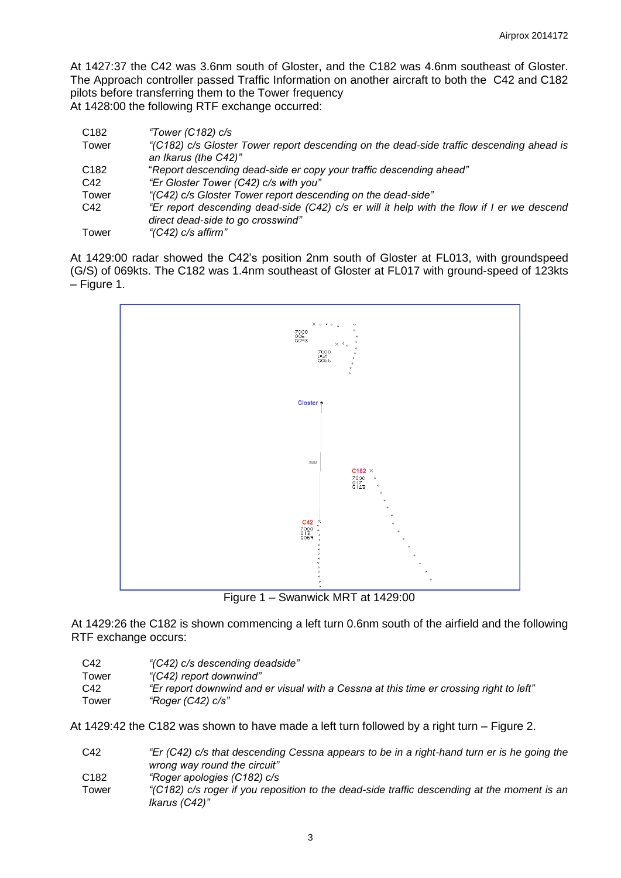At 1427:37 the C42 was 3.6nm south of Gloster, and the C182 was 4.6nm southeast of Gloster. The Approach controller passed Traffic Information on another aircraft to both the C42 and C182 pilots before transferring them to the Tower frequency

At 1428:00 the following RTF exchange occurred:

| | |
|---|---|
| C182 | *"Tower (C182) c/s* |
| Tower | *"(C182) c/s Gloster Tower report descending on the dead-side traffic descending ahead is an Ikarus (the C42)"* |
| C182 | "*Report descending dead-side er copy your traffic descending ahead"* |
| C42 | *"Er Gloster Tower (C42) c/s with you"* |
| Tower | *"(C42) c/s Gloster Tower report descending on the dead-side"* |
| C42 | *"Er report descending dead-side (C42) c/s er will it help with the flow if I er we descend direct dead-side to go crosswind"* |
| Tower | *"(C42) c/s affirm"* |

At 1429:00 radar showed the C42's position 2nm south of Gloster at FL013, with groundspeed (G/S) of 069kts. The C182 was 1.4nm southeast of Gloster at FL017 with ground-speed of 123kts – Figure 1.

Figure 1 – Swanwick MRT at 1429:00

At 1429:26 the C182 is shown commencing a left turn 0.6nm south of the airfield and the following RTF exchange occurs:

| | |
|---|---|
| C42 | *"(C42) c/s descending deadside"* |
| Tower | *"(C42) report downwind"* |
| C42 | *"Er report downwind and er visual with a Cessna at this time er crossing right to left"* |
| Tower | *"Roger (C42) c/s"* |

At 1429:42 the C182 was shown to have made a left turn followed by a right turn – Figure 2.

| | |
|---|---|
| C42 | *"Er (C42) c/s that descending Cessna appears to be in a right-hand turn er is he going the wrong way round the circuit"* |
| C182 | *"Roger apologies (C182) c/s* |
| Tower | *"(C182) c/s roger if you reposition to the dead-side traffic descending at the moment is an Ikarus (C42)"* |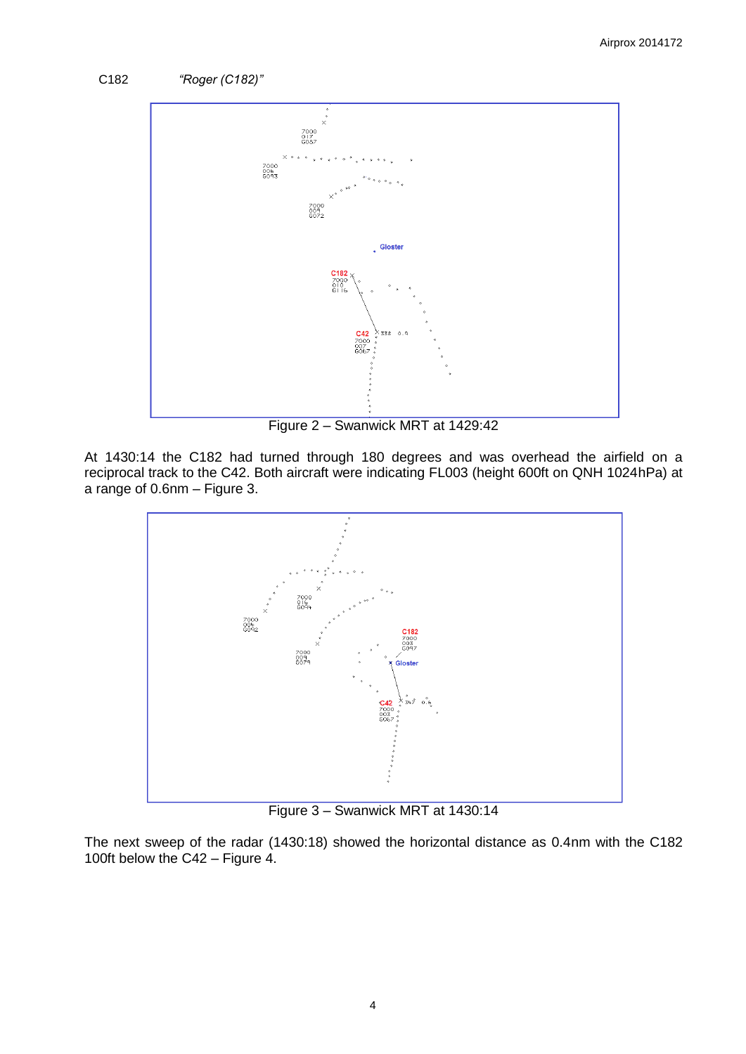C182 *"Roger (C182)"*

Figure 2 – Swanwick MRT at 1429:42

At 1430:14 the C182 had turned through 180 degrees and was overhead the airfield on a reciprocal track to the C42. Both aircraft were indicating FL003 (height 600ft on QNH 1024hPa) at a range of 0.6nm – Figure 3.

Figure 3 – Swanwick MRT at 1430:14

The next sweep of the radar (1430:18) showed the horizontal distance as 0.4nm with the C182 100ft below the C42 – Figure 4.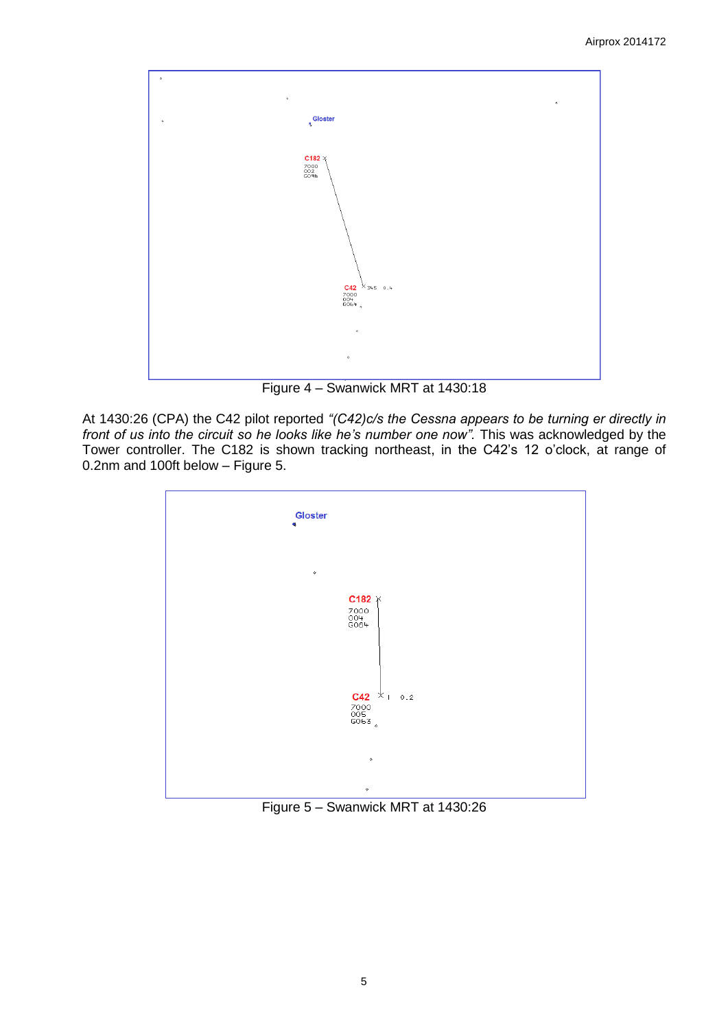Figure 4 – Swanwick MRT at 1430:18

At 1430:26 (CPA) the C42 pilot reported *"(C42)c/s the Cessna appears to be turning er directly in front of us into the circuit so he looks like he's number one now"*. This was acknowledged by the Tower controller. The C182 is shown tracking northeast, in the C42's 12 o'clock, at range of 0.2nm and 100ft below – Figure 5.

Figure 5 – Swanwick MRT at 1430:26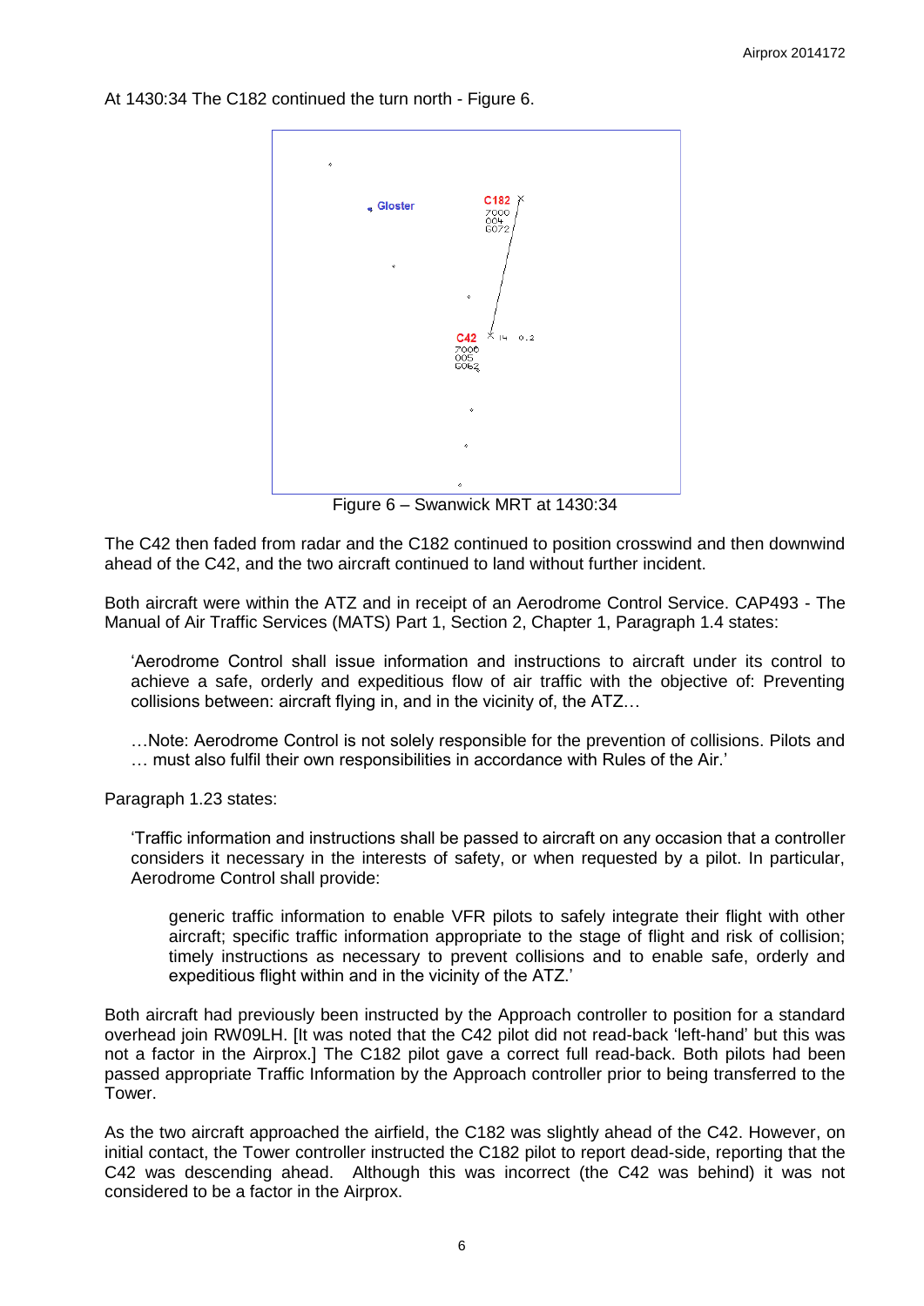At 1430:34 The C182 continued the turn north - Figure 6.

Figure 6 – Swanwick MRT at 1430:34

The C42 then faded from radar and the C182 continued to position crosswind and then downwind ahead of the C42, and the two aircraft continued to land without further incident.

Both aircraft were within the ATZ and in receipt of an Aerodrome Control Service. CAP493 - The Manual of Air Traffic Services (MATS) Part 1, Section 2, Chapter 1, Paragraph 1.4 states:

> 'Aerodrome Control shall issue information and instructions to aircraft under its control to achieve a safe, orderly and expeditious flow of air traffic with the objective of: Preventing collisions between: aircraft flying in, and in the vicinity of, the ATZ…
>
> …Note: Aerodrome Control is not solely responsible for the prevention of collisions. Pilots and … must also fulfil their own responsibilities in accordance with Rules of the Air.'

Paragraph 1.23 states:

> 'Traffic information and instructions shall be passed to aircraft on any occasion that a controller considers it necessary in the interests of safety, or when requested by a pilot. In particular, Aerodrome Control shall provide:
>
> > generic traffic information to enable VFR pilots to safely integrate their flight with other aircraft; specific traffic information appropriate to the stage of flight and risk of collision; timely instructions as necessary to prevent collisions and to enable safe, orderly and expeditious flight within and in the vicinity of the ATZ.'

Both aircraft had previously been instructed by the Approach controller to position for a standard overhead join RW09LH. [It was noted that the C42 pilot did not read-back 'left-hand' but this was not a factor in the Airprox.] The C182 pilot gave a correct full read-back. Both pilots had been passed appropriate Traffic Information by the Approach controller prior to being transferred to the Tower.

As the two aircraft approached the airfield, the C182 was slightly ahead of the C42. However, on initial contact, the Tower controller instructed the C182 pilot to report dead-side, reporting that the C42 was descending ahead. Although this was incorrect (the C42 was behind) it was not considered to be a factor in the Airprox.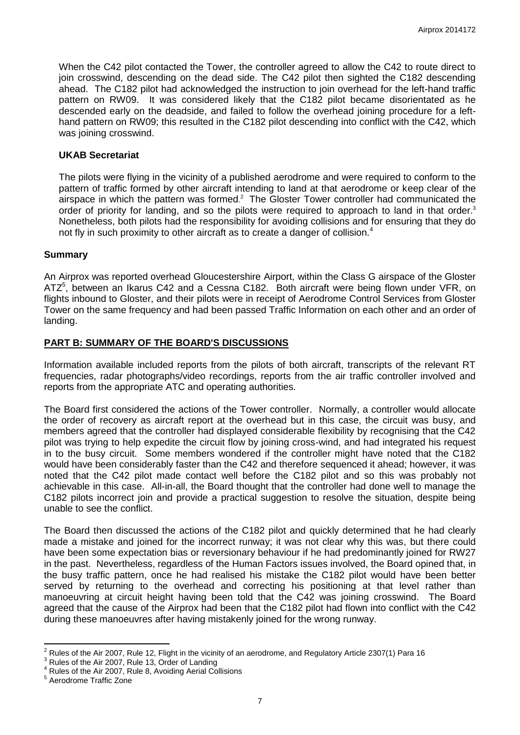When the C42 pilot contacted the Tower, the controller agreed to allow the C42 to route direct to join crosswind, descending on the dead side. The C42 pilot then sighted the C182 descending ahead. The C182 pilot had acknowledged the instruction to join overhead for the left-hand traffic pattern on RW09. It was considered likely that the C182 pilot became disorientated as he descended early on the deadside, and failed to follow the overhead joining procedure for a left-hand pattern on RW09; this resulted in the C182 pilot descending into conflict with the C42, which was joining crosswind.

**UKAB Secretariat**

The pilots were flying in the vicinity of a published aerodrome and were required to conform to the pattern of traffic formed by other aircraft intending to land at that aerodrome or keep clear of the airspace in which the pattern was formed.[2] The Gloster Tower controller had communicated the order of priority for landing, and so the pilots were required to approach to land in that order.[3] Nonetheless, both pilots had the responsibility for avoiding collisions and for ensuring that they do not fly in such proximity to other aircraft as to create a danger of collision.[4]

## Summary

An Airprox was reported overhead Gloucestershire Airport, within the Class G airspace of the Gloster ATZ[5], between an Ikarus C42 and a Cessna C182. Both aircraft were being flown under VFR, on flights inbound to Gloster, and their pilots were in receipt of Aerodrome Control Services from Gloster Tower on the same frequency and had been passed Traffic Information on each other and an order of landing.

## PART B: SUMMARY OF THE BOARD'S DISCUSSIONS

Information available included reports from the pilots of both aircraft, transcripts of the relevant RT frequencies, radar photographs/video recordings, reports from the air traffic controller involved and reports from the appropriate ATC and operating authorities.

The Board first considered the actions of the Tower controller. Normally, a controller would allocate the order of recovery as aircraft report at the overhead but in this case, the circuit was busy, and members agreed that the controller had displayed considerable flexibility by recognising that the C42 pilot was trying to help expedite the circuit flow by joining cross-wind, and had integrated his request in to the busy circuit. Some members wondered if the controller might have noted that the C182 would have been considerably faster than the C42 and therefore sequenced it ahead; however, it was noted that the C42 pilot made contact well before the C182 pilot and so this was probably not achievable in this case. All-in-all, the Board thought that the controller had done well to manage the C182 pilots incorrect join and provide a practical suggestion to resolve the situation, despite being unable to see the conflict.

The Board then discussed the actions of the C182 pilot and quickly determined that he had clearly made a mistake and joined for the incorrect runway; it was not clear why this was, but there could have been some expectation bias or reversionary behaviour if he had predominantly joined for RW27 in the past. Nevertheless, regardless of the Human Factors issues involved, the Board opined that, in the busy traffic pattern, once he had realised his mistake the C182 pilot would have been better served by returning to the overhead and correcting his positioning at that level rather than manoeuvring at circuit height having been told that the C42 was joining crosswind. The Board agreed that the cause of the Airprox had been that the C182 pilot had flown into conflict with the C42 during these manoeuvres after having mistakenly joined for the wrong runway.

---

[2] Rules of the Air 2007, Rule 12, Flight in the vicinity of an aerodrome, and Regulatory Article 2307(1) Para 16

[3] Rules of the Air 2007, Rule 13, Order of Landing

[4] Rules of the Air 2007, Rule 8, Avoiding Aerial Collisions

[5] Aerodrome Traffic Zone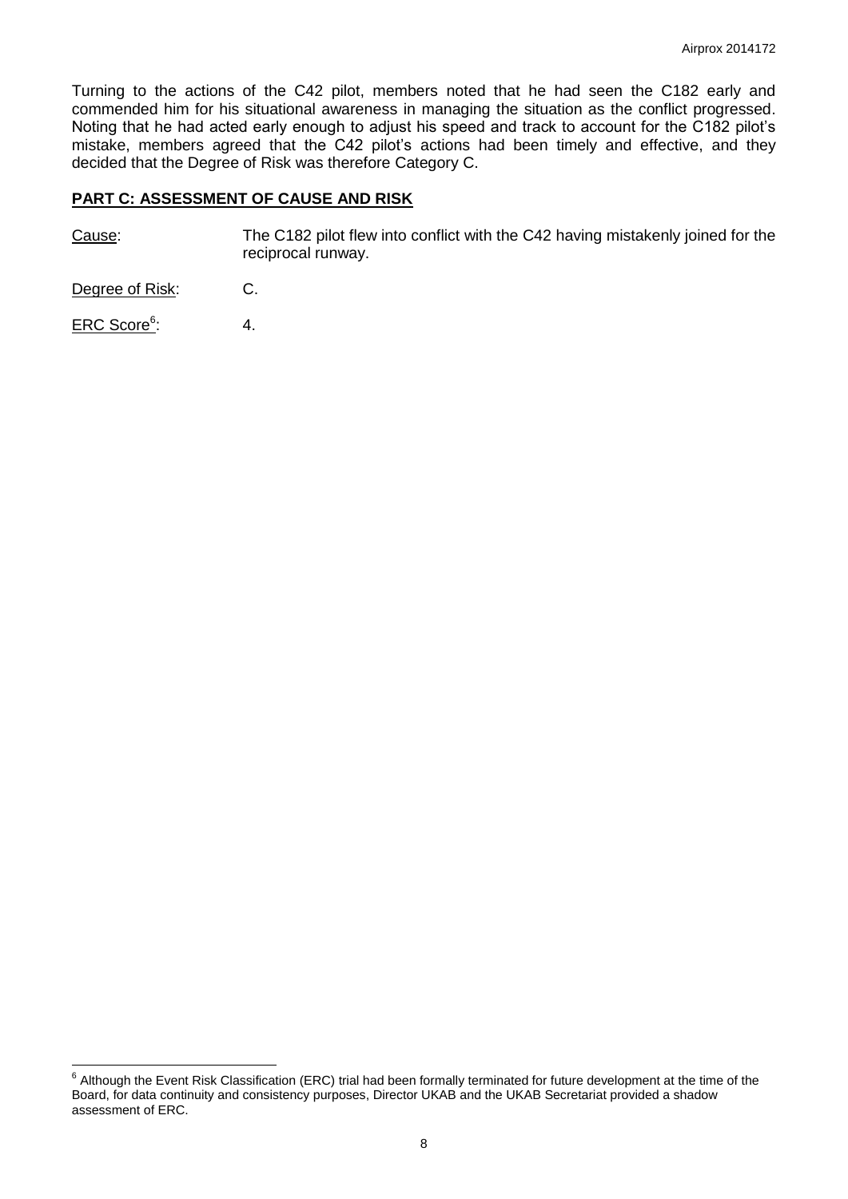Turning to the actions of the C42 pilot, members noted that he had seen the C182 early and commended him for his situational awareness in managing the situation as the conflict progressed. Noting that he had acted early enough to adjust his speed and track to account for the C182 pilot's mistake, members agreed that the C42 pilot's actions had been timely and effective, and they decided that the Degree of Risk was therefore Category C.

## PART C: ASSESSMENT OF CAUSE AND RISK

Cause: The C182 pilot flew into conflict with the C42 having mistakenly joined for the reciprocal runway.

Degree of Risk: C.

ERC Score[6]: 4.

[6] Although the Event Risk Classification (ERC) trial had been formally terminated for future development at the time of the Board, for data continuity and consistency purposes, Director UKAB and the UKAB Secretariat provided a shadow assessment of ERC.